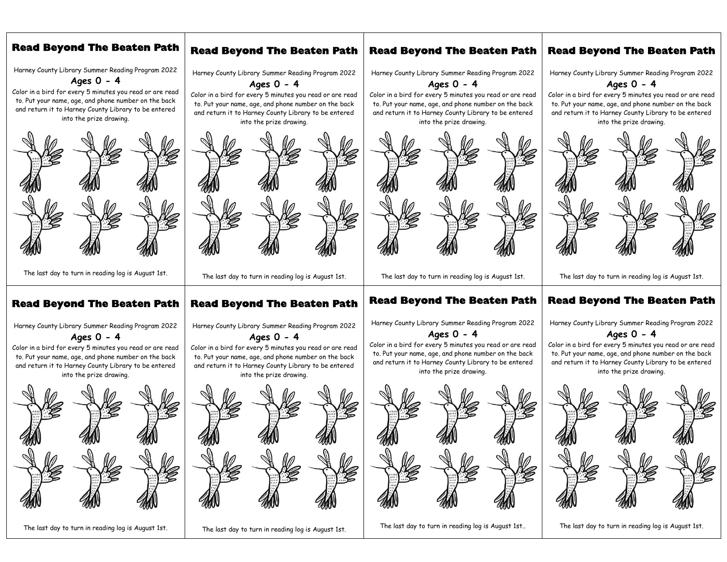## Read Beyond The Beaten Path

Harney County Library Summer Reading Program 2022

**Ages 0 - 4**

Color in a bird for every 5 minutes you read or are read to. Put your name, age, and phone number on the back and return it to Harney County Library to be entered into the prize drawing.

The last day to turn in reading log is August 1st.

## Read Beyond The Beaten Path

Harney County Library Summer Reading Program 2022

**Ages 0 - 4**

Color in a bird for every 5 minutes you read or are read to. Put your name, age, and phone number on the back and return it to Harney County Library to be entered into the prize drawing.

The last day to turn in reading log is August 1st.

## Read Beyond The Beaten Path

Harney County Library Summer Reading Program 2022

**Ages 0 - 4**

Color in a bird for every 5 minutes you read or are read to. Put your name, age, and phone number on the back and return it to Harney County Library to be entered into the prize drawing.

The last day to turn in reading log is August 1st.

## Read Beyond The Beaten Path

Harney County Library Summer Reading Program 2022

**Ages 0 - 4**

Color in a bird for every 5 minutes you read or are read to. Put your name, age, and phone number on the back and return it to Harney County Library to be entered into the prize drawing.

The last day to turn in reading log is August 1st.

## Read Beyond The Beaten Path

Harney County Library Summer Reading Program 2022

**Ages 0 - 4**

Color in a bird for every 5 minutes you read or are read to. Put your name, age, and phone number on the back and return it to Harney County Library to be entered into the prize drawing.

The last day to turn in reading log is August 1st.

## Read Beyond The Beaten Path

Harney County Library Summer Reading Program 2022

**Ages 0 - 4**

Color in a bird for every 5 minutes you read or are read to. Put your name, age, and phone number on the back and return it to Harney County Library to be entered into the prize drawing.

The last day to turn in reading log is August 1st.

## Read Beyond The Beaten Path

Harney County Library Summer Reading Program 2022

**Ages 0 - 4**

Color in a bird for every 5 minutes you read or are read to. Put your name, age, and phone number on the back and return it to Harney County Library to be entered into the prize drawing.

The last day to turn in reading log is August 1st..

## Read Beyond The Beaten Path

Harney County Library Summer Reading Program 2022

**Ages 0 - 4**

Color in a bird for every 5 minutes you read or are read to. Put your name, age, and phone number on the back and return it to Harney County Library to be entered into the prize drawing.

The last day to turn in reading log is August 1st.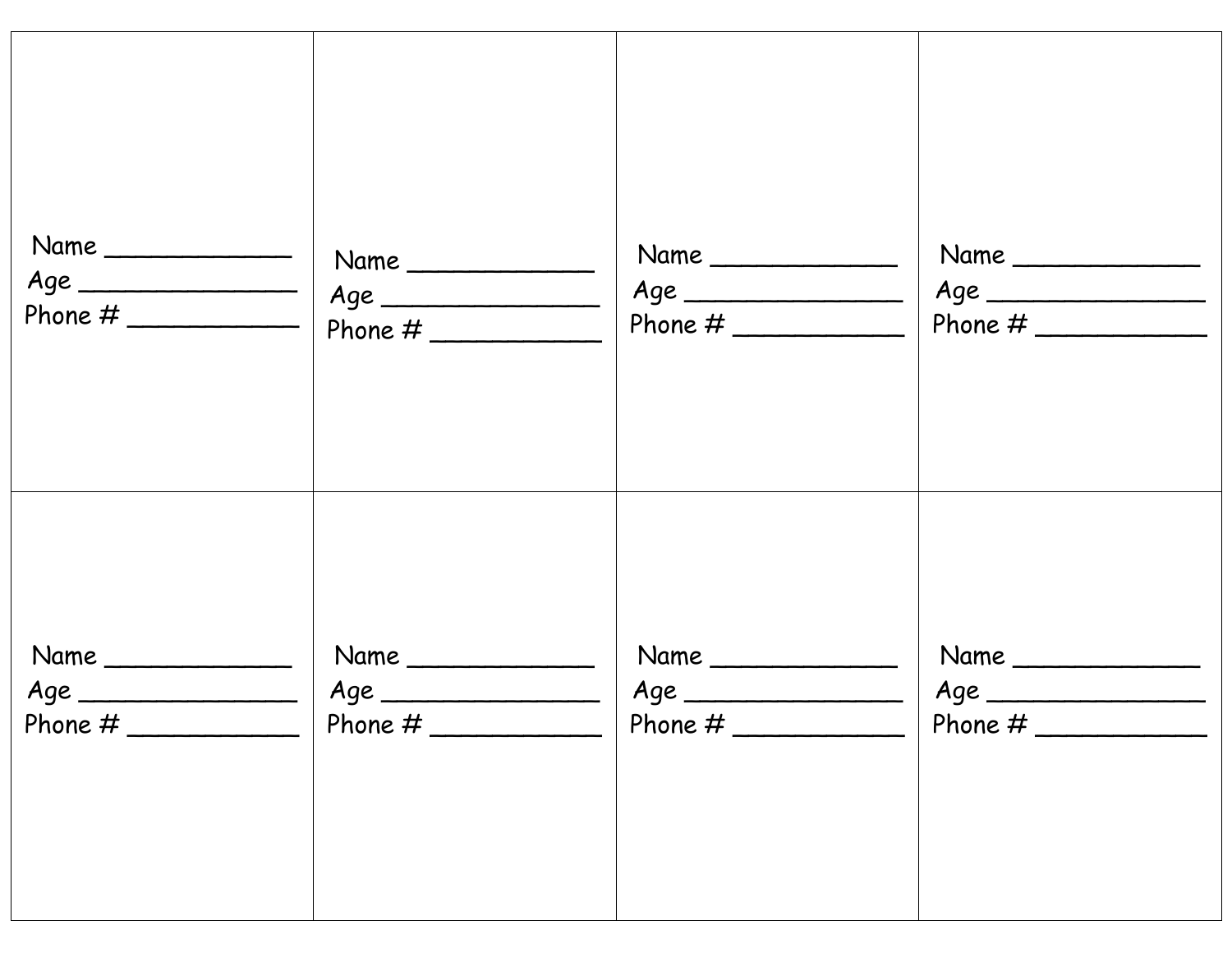| | | | |
|---|---|---|---|
| Name _____________<br>Age _______________<br>Phone # ___________ | Name _____________<br>Age _______________<br>Phone # ___________ | Name _____________<br>Age _______________<br>Phone # ___________ | Name _____________<br>Age _______________<br>Phone # ___________ |
| Name _____________<br>Age _______________<br>Phone # ___________ | Name _____________<br>Age _______________<br>Phone # ___________ | Name _____________<br>Age _______________<br>Phone # ___________ | Name _____________<br>Age _______________<br>Phone # ___________ |